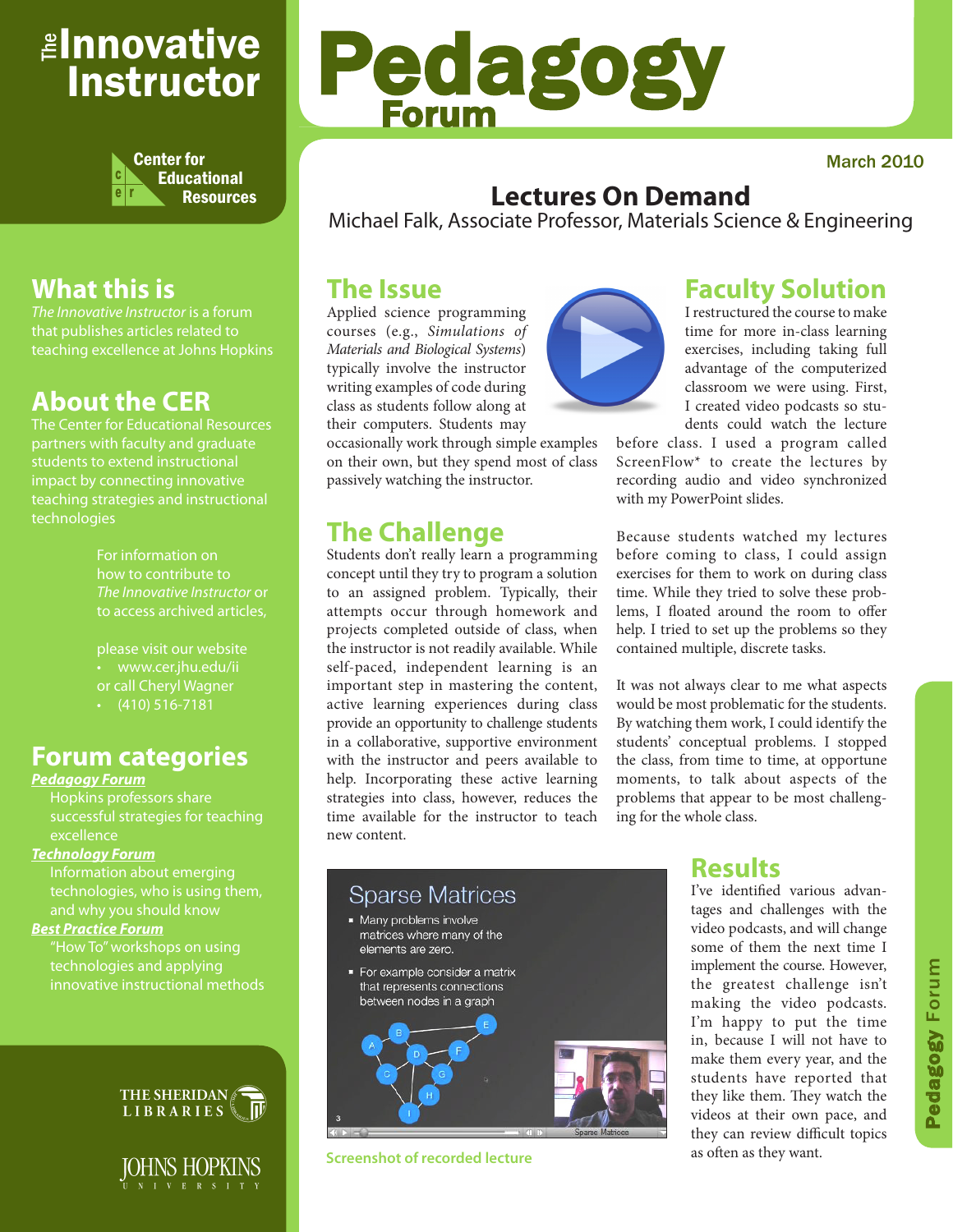# The Innovative Instructor

Center for Educational Resources

## What this is

*The Innovative Instructor* is a forum that publishes articles related to teaching excellence at Johns Hopkins

## About the CER

The Center for Educational Resources partners with faculty and graduate students to extend instructional impact by connecting innovative teaching strategies and instructional technologies

For information on how to contribute to *The Innovative Instructor* or to access archived articles,

please visit our website
- www.cer.jhu.edu/ii

or call Cheryl Wagner
- (410) 516-7181

## Forum categories

***Pedagogy Forum***
Hopkins professors share successful strategies for teaching excellence

***Technology Forum***
Information about emerging technologies, who is using them, and why you should know

***Best Practice Forum***
"How To" workshops on using technologies and applying innovative instructional methods

THE SHERIDAN LIBRARIES

JOHNS HOPKINS UNIVERSITY

# Pedagogy Forum

March 2010

# Lectures On Demand

Michael Falk, Associate Professor, Materials Science & Engineering

## The Issue

Applied science programming courses (e.g., *Simulations of Materials and Biological Systems*) typically involve the instructor writing examples of code during class as students follow along at their computers. Students may occasionally work through simple examples on their own, but they spend most of class passively watching the instructor.

## The Challenge

Students don't really learn a programming concept until they try to program a solution to an assigned problem. Typically, their attempts occur through homework and projects completed outside of class, when the instructor is not readily available. While self-paced, independent learning is an important step in mastering the content, active learning experiences during class provide an opportunity to challenge students in a collaborative, supportive environment with the instructor and peers available to help. Incorporating these active learning strategies into class, however, reduces the time available for the instructor to teach new content.

## Faculty Solution

I restructured the course to make time for more in-class learning exercises, including taking full advantage of the computerized classroom we were using. First, I created video podcasts so students could watch the lecture before class. I used a program called ScreenFlow* to create the lectures by recording audio and video synchronized with my PowerPoint slides.

Because students watched my lectures before coming to class, I could assign exercises for them to work on during class time. While they tried to solve these problems, I floated around the room to offer help. I tried to set up the problems so they contained multiple, discrete tasks.

It was not always clear to me what aspects would be most problematic for the students. By watching them work, I could identify the students' conceptual problems. I stopped the class, from time to time, at opportune moments, to talk about aspects of the problems that appear to be most challenging for the whole class.

Screenshot of recorded lecture

## Results

I've identified various advantages and challenges with the video podcasts, and will change some of them the next time I implement the course. However, the greatest challenge isn't making the video podcasts. I'm happy to put the time in, because I will not have to make them every year, and the students have reported that they like them. They watch the videos at their own pace, and they can review difficult topics as often as they want.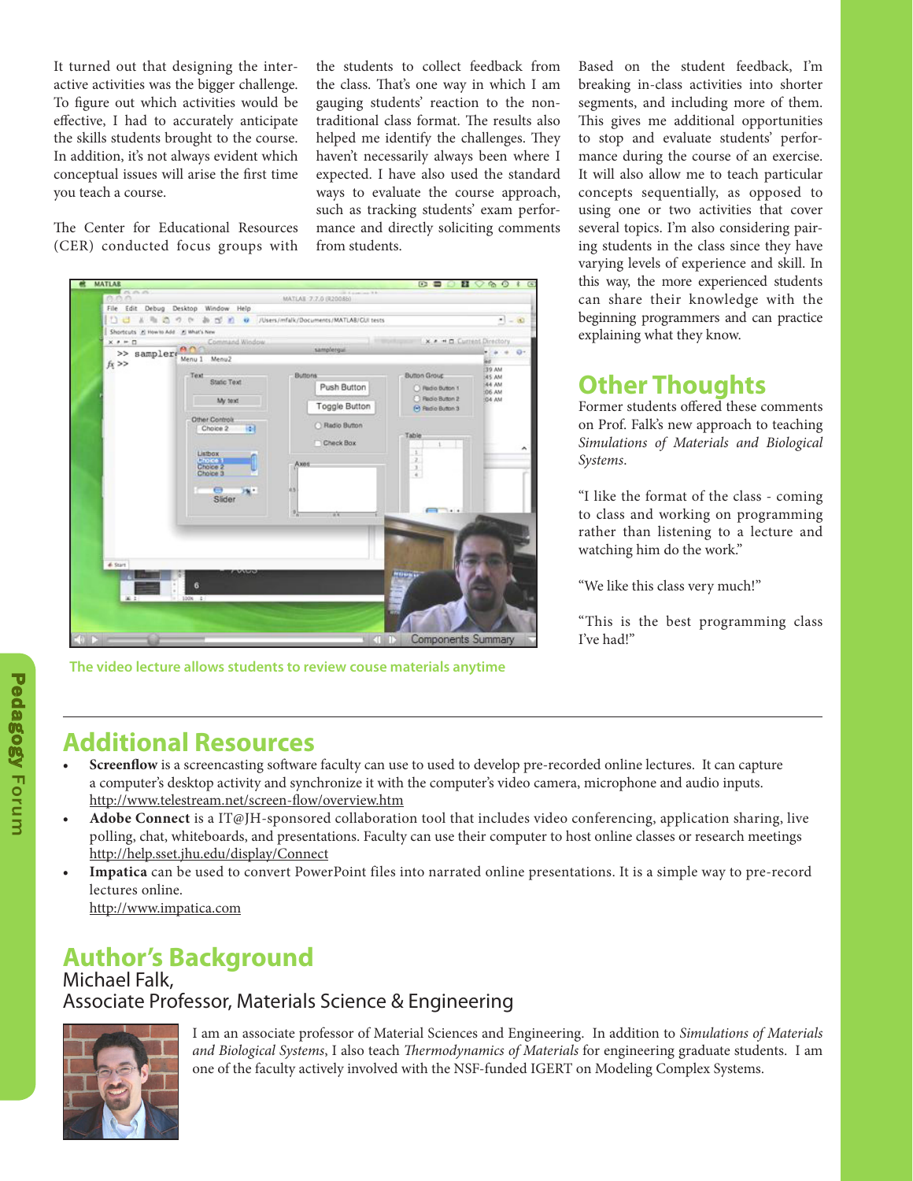It turned out that designing the interactive activities was the bigger challenge. To figure out which activities would be effective, I had to accurately anticipate the skills students brought to the course. In addition, it's not always evident which conceptual issues will arise the first time you teach a course.

The Center for Educational Resources (CER) conducted focus groups with the students to collect feedback from the class. That's one way in which I am gauging students' reaction to the non-traditional class format. The results also helped me identify the challenges. They haven't necessarily always been where I expected. I have also used the standard ways to evaluate the course approach, such as tracking students' exam performance and directly soliciting comments from students.

The video lecture allows students to review couse materials anytime

Based on the student feedback, I'm breaking in-class activities into shorter segments, and including more of them. This gives me additional opportunities to stop and evaluate students' performance during the course of an exercise. It will also allow me to teach particular concepts sequentially, as opposed to using one or two activities that cover several topics. I'm also considering pairing students in the class since they have varying levels of experience and skill. In this way, the more experienced students can share their knowledge with the beginning programmers and can practice explaining what they know.

## Other Thoughts

Former students offered these comments on Prof. Falk's new approach to teaching *Simulations of Materials and Biological Systems*.

"I like the format of the class - coming to class and working on programming rather than listening to a lecture and watching him do the work."

"We like this class very much!"

"This is the best programming class I've had!"

## Additional Resources

- **Screenflow** is a screencasting software faculty can use to used to develop pre-recorded online lectures. It can capture a computer's desktop activity and synchronize it with the computer's video camera, microphone and audio inputs.
  http://www.telestream.net/screen-flow/overview.htm
- **Adobe Connect** is a IT@JH-sponsored collaboration tool that includes video conferencing, application sharing, live polling, chat, whiteboards, and presentations. Faculty can use their computer to host online classes or research meetings
  http://help.sset.jhu.edu/display/Connect
- **Impatica** can be used to convert PowerPoint files into narrated online presentations. It is a simple way to pre-record lectures online.
  http://www.impatica.com

## Author's Background

Michael Falk,
Associate Professor, Materials Science & Engineering

I am an associate professor of Material Sciences and Engineering. In addition to *Simulations of Materials and Biological Systems*, I also teach *Thermodynamics of Materials* for engineering graduate students. I am one of the faculty actively involved with the NSF-funded IGERT on Modeling Complex Systems.